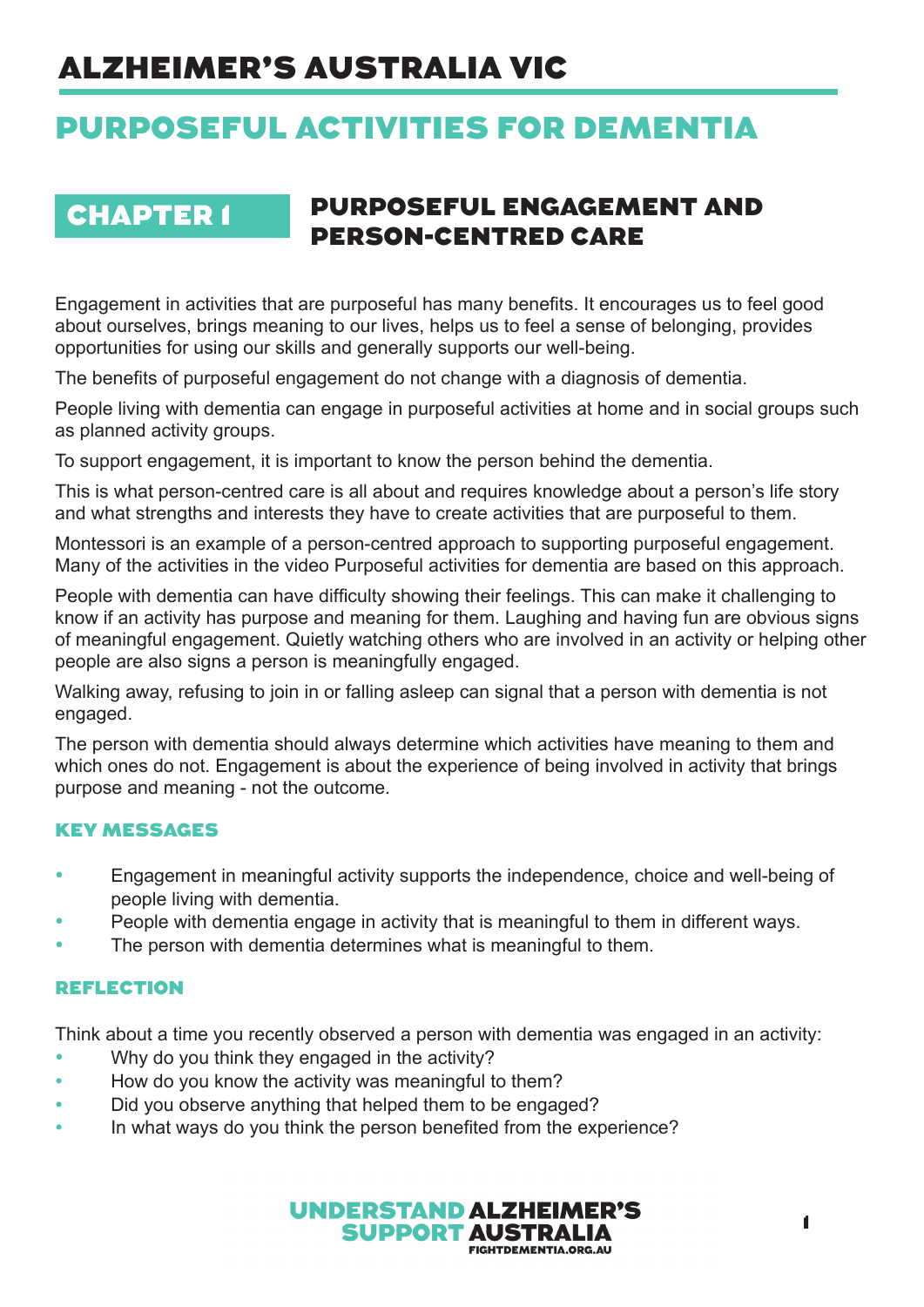# ALZHEIMER'S AUSTRALIA VIC

# PURPOSEFUL ACTIVITIES FOR DEMENTIA

## CHAPTER 1 PURPOSEFUL ENGAGEMENT AND PERSON-CENTRED CARE

Engagement in activities that are purposeful has many benefits. It encourages us to feel good about ourselves, brings meaning to our lives, helps us to feel a sense of belonging, provides opportunities for using our skills and generally supports our well-being.

The benefits of purposeful engagement do not change with a diagnosis of dementia.

People living with dementia can engage in purposeful activities at home and in social groups such as planned activity groups.

To support engagement, it is important to know the person behind the dementia.

This is what person-centred care is all about and requires knowledge about a person's life story and what strengths and interests they have to create activities that are purposeful to them.

Montessori is an example of a person-centred approach to supporting purposeful engagement. Many of the activities in the video Purposeful activities for dementia are based on this approach.

People with dementia can have difficulty showing their feelings. This can make it challenging to know if an activity has purpose and meaning for them. Laughing and having fun are obvious signs of meaningful engagement. Quietly watching others who are involved in an activity or helping other people are also signs a person is meaningfully engaged.

Walking away, refusing to join in or falling asleep can signal that a person with dementia is not engaged.

The person with dementia should always determine which activities have meaning to them and which ones do not. Engagement is about the experience of being involved in activity that brings purpose and meaning - not the outcome.

### KEY MESSAGES

- Engagement in meaningful activity supports the independence, choice and well-being of people living with dementia.
- People with dementia engage in activity that is meaningful to them in different ways.
- The person with dementia determines what is meaningful to them.

### REFLECTION

Think about a time you recently observed a person with dementia was engaged in an activity:

- Why do you think they engaged in the activity?
- How do you know the activity was meaningful to them?
- Did you observe anything that helped them to be engaged?
- In what ways do you think the person benefited from the experience?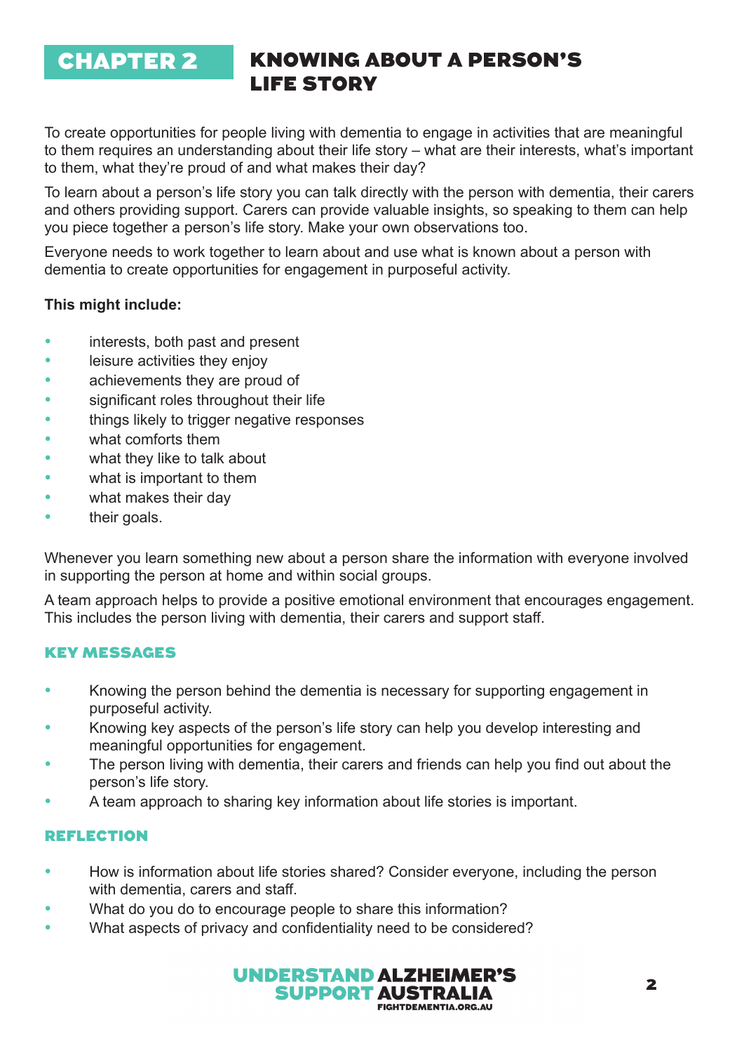# CHAPTER 2 KNOWING ABOUT A PERSON'S LIFE STORY

To create opportunities for people living with dementia to engage in activities that are meaningful to them requires an understanding about their life story – what are their interests, what's important to them, what they're proud of and what makes their day?

To learn about a person's life story you can talk directly with the person with dementia, their carers and others providing support. Carers can provide valuable insights, so speaking to them can help you piece together a person's life story. Make your own observations too.

Everyone needs to work together to learn about and use what is known about a person with dementia to create opportunities for engagement in purposeful activity.

**This might include:**

- interests, both past and present
- leisure activities they enjoy
- achievements they are proud of
- significant roles throughout their life
- things likely to trigger negative responses
- what comforts them
- what they like to talk about
- what is important to them
- what makes their day
- their goals.

Whenever you learn something new about a person share the information with everyone involved in supporting the person at home and within social groups.

A team approach helps to provide a positive emotional environment that encourages engagement. This includes the person living with dementia, their carers and support staff.

## KEY MESSAGES

- Knowing the person behind the dementia is necessary for supporting engagement in purposeful activity.
- Knowing key aspects of the person's life story can help you develop interesting and meaningful opportunities for engagement.
- The person living with dementia, their carers and friends can help you find out about the person's life story.
- A team approach to sharing key information about life stories is important.

## REFLECTION

- How is information about life stories shared? Consider everyone, including the person with dementia, carers and staff.
- What do you do to encourage people to share this information?
- What aspects of privacy and confidentiality need to be considered?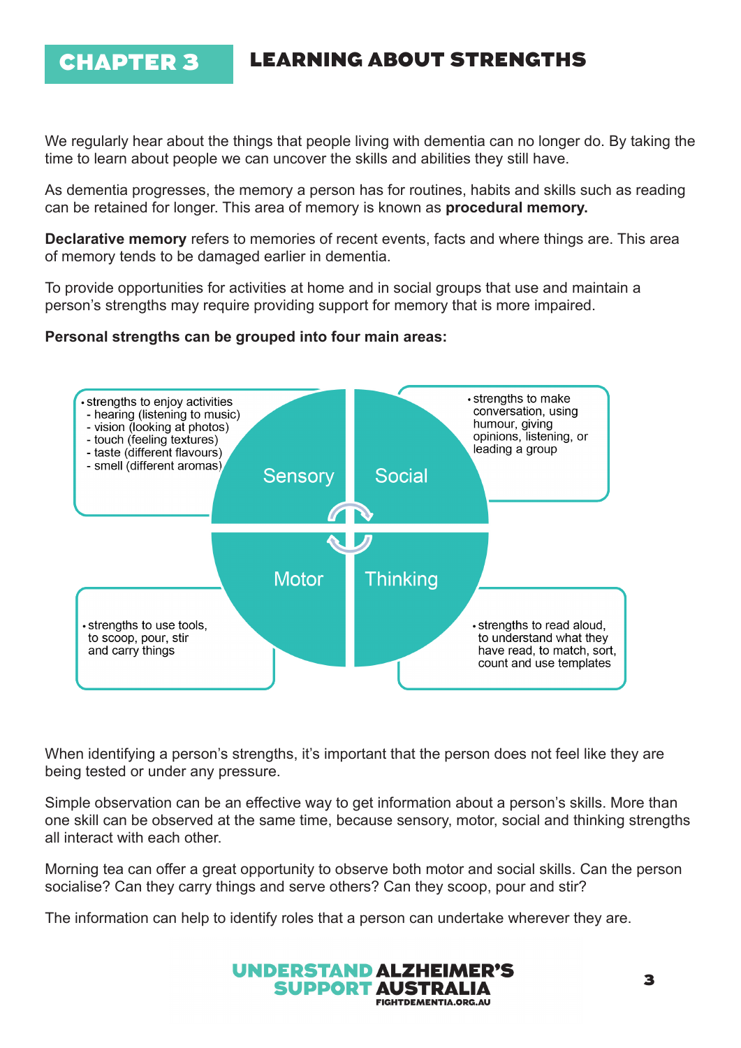# CHAPTER 3 LEARNING ABOUT STRENGTHS

We regularly hear about the things that people living with dementia can no longer do. By taking the time to learn about people we can uncover the skills and abilities they still have.

As dementia progresses, the memory a person has for routines, habits and skills such as reading can be retained for longer. This area of memory is known as **procedural memory.**

**Declarative memory** refers to memories of recent events, facts and where things are. This area of memory tends to be damaged earlier in dementia.

To provide opportunities for activities at home and in social groups that use and maintain a person's strengths may require providing support for memory that is more impaired.

**Personal strengths can be grouped into four main areas:**

**Sensory**
- strengths to enjoy activities
  - hearing (listening to music)
  - vision (looking at photos)
  - touch (feeling textures)
  - taste (different flavours)
  - smell (different aromas)

**Social**
- strengths to make conversation, using humour, giving opinions, listening, or leading a group

**Motor**
- strengths to use tools, to scoop, pour, stir and carry things

**Thinking**
- strengths to read aloud, to understand what they have read, to match, sort, count and use templates

When identifying a person's strengths, it's important that the person does not feel like they are being tested or under any pressure.

Simple observation can be an effective way to get information about a person's skills. More than one skill can be observed at the same time, because sensory, motor, social and thinking strengths all interact with each other.

Morning tea can offer a great opportunity to observe both motor and social skills. Can the person socialise? Can they carry things and serve others? Can they scoop, pour and stir?

The information can help to identify roles that a person can undertake wherever they are.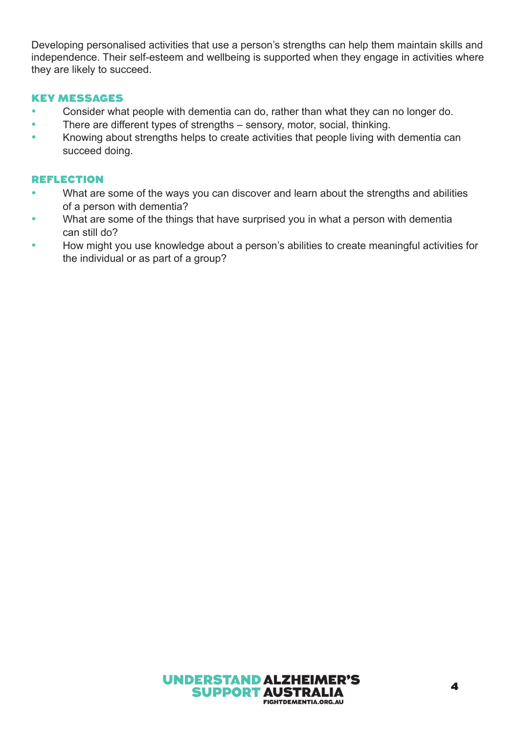Developing personalised activities that use a person's strengths can help them maintain skills and independence. Their self-esteem and wellbeing is supported when they engage in activities where they are likely to succeed.

## KEY MESSAGES

- Consider what people with dementia can do, rather than what they can no longer do.
- There are different types of strengths – sensory, motor, social, thinking.
- Knowing about strengths helps to create activities that people living with dementia can succeed doing.

## REFLECTION

- What are some of the ways you can discover and learn about the strengths and abilities of a person with dementia?
- What are some of the things that have surprised you in what a person with dementia can still do?
- How might you use knowledge about a person's abilities to create meaningful activities for the individual or as part of a group?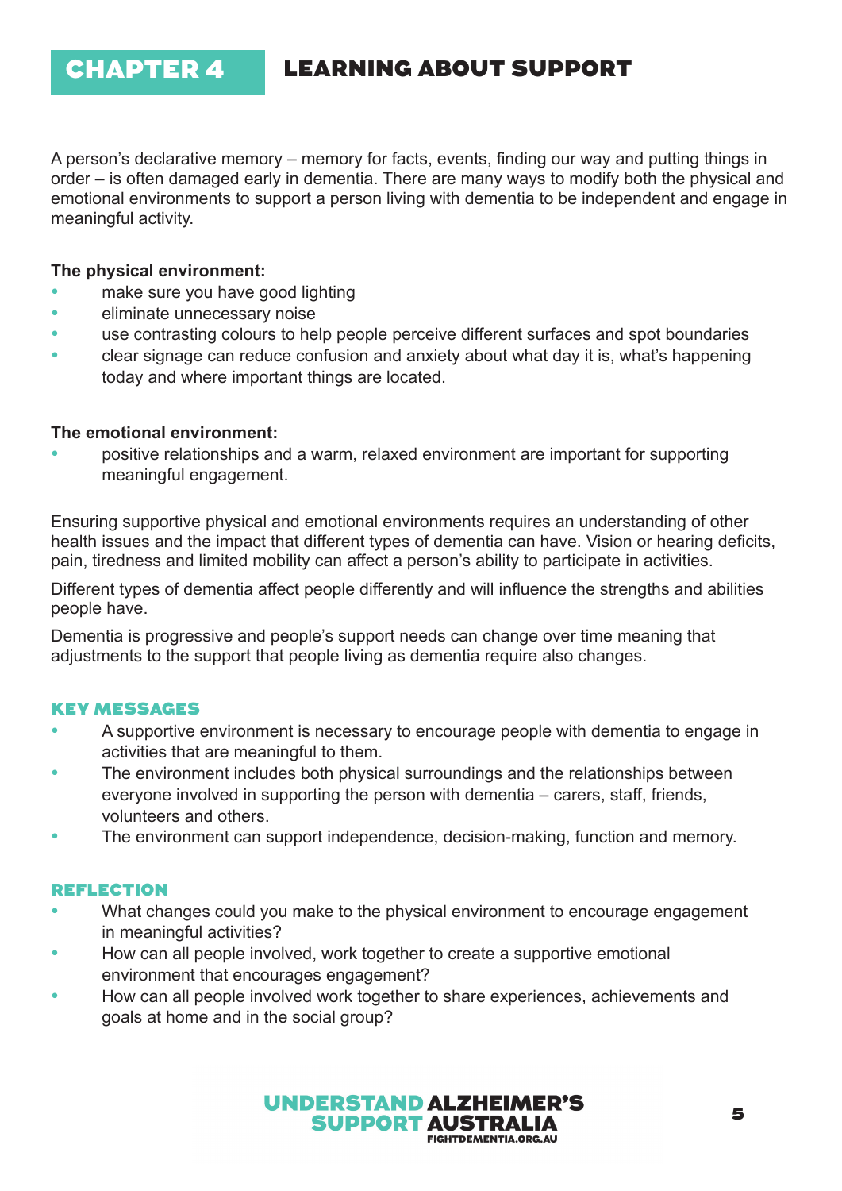# CHAPTER 4 LEARNING ABOUT SUPPORT

A person's declarative memory – memory for facts, events, finding our way and putting things in order – is often damaged early in dementia. There are many ways to modify both the physical and emotional environments to support a person living with dementia to be independent and engage in meaningful activity.

**The physical environment:**

- make sure you have good lighting
- eliminate unnecessary noise
- use contrasting colours to help people perceive different surfaces and spot boundaries
- clear signage can reduce confusion and anxiety about what day it is, what's happening today and where important things are located.

**The emotional environment:**

- positive relationships and a warm, relaxed environment are important for supporting meaningful engagement.

Ensuring supportive physical and emotional environments requires an understanding of other health issues and the impact that different types of dementia can have. Vision or hearing deficits, pain, tiredness and limited mobility can affect a person's ability to participate in activities.

Different types of dementia affect people differently and will influence the strengths and abilities people have.

Dementia is progressive and people's support needs can change over time meaning that adjustments to the support that people living as dementia require also changes.

## KEY MESSAGES

- A supportive environment is necessary to encourage people with dementia to engage in activities that are meaningful to them.
- The environment includes both physical surroundings and the relationships between everyone involved in supporting the person with dementia – carers, staff, friends, volunteers and others.
- The environment can support independence, decision-making, function and memory.

## REFLECTION

- What changes could you make to the physical environment to encourage engagement in meaningful activities?
- How can all people involved, work together to create a supportive emotional environment that encourages engagement?
- How can all people involved work together to share experiences, achievements and goals at home and in the social group?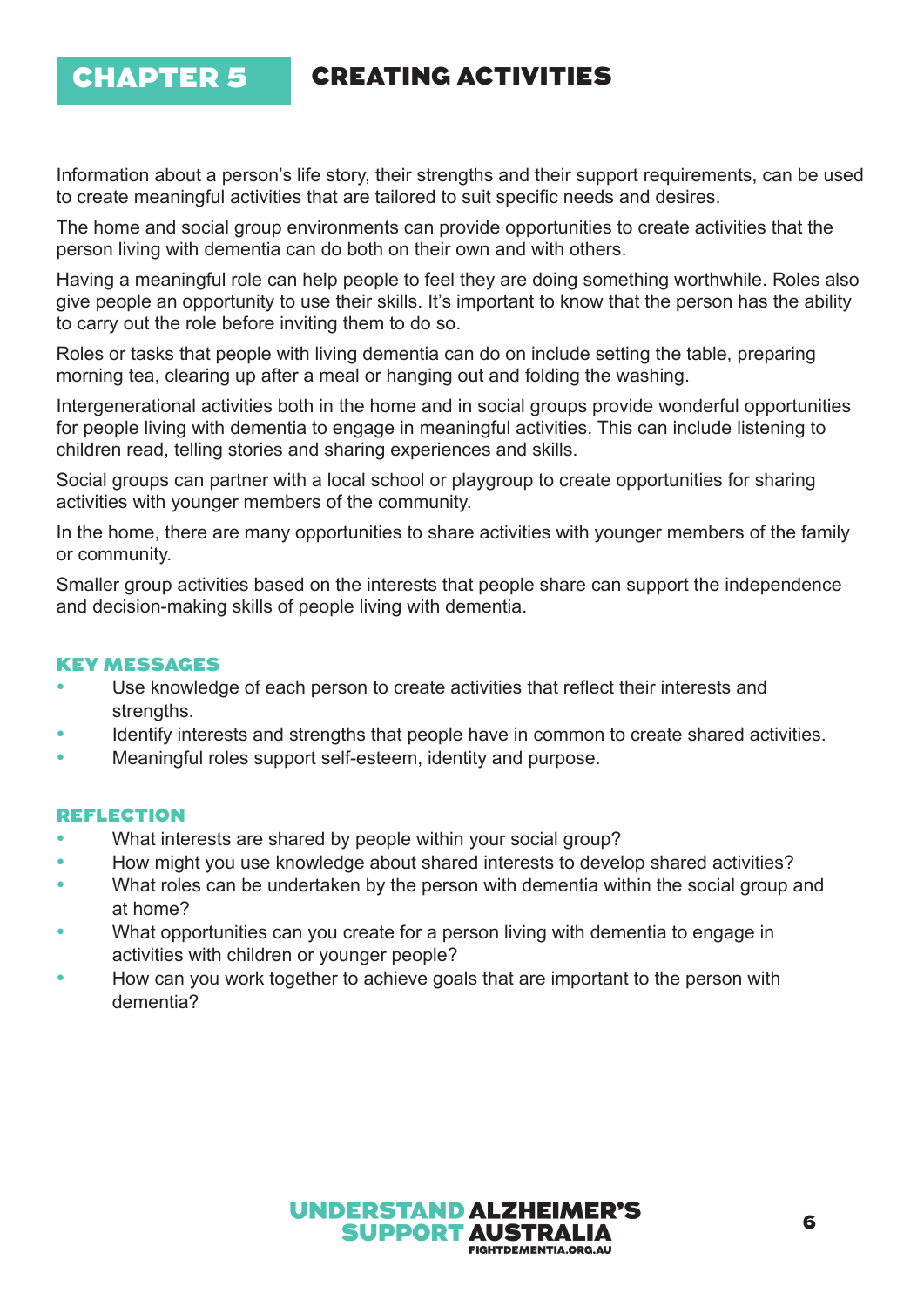# CHAPTER 5 CREATING ACTIVITIES

Information about a person's life story, their strengths and their support requirements, can be used to create meaningful activities that are tailored to suit specific needs and desires.

The home and social group environments can provide opportunities to create activities that the person living with dementia can do both on their own and with others.

Having a meaningful role can help people to feel they are doing something worthwhile. Roles also give people an opportunity to use their skills. It's important to know that the person has the ability to carry out the role before inviting them to do so.

Roles or tasks that people with living dementia can do on include setting the table, preparing morning tea, clearing up after a meal or hanging out and folding the washing.

Intergenerational activities both in the home and in social groups provide wonderful opportunities for people living with dementia to engage in meaningful activities. This can include listening to children read, telling stories and sharing experiences and skills.

Social groups can partner with a local school or playgroup to create opportunities for sharing activities with younger members of the community.

In the home, there are many opportunities to share activities with younger members of the family or community.

Smaller group activities based on the interests that people share can support the independence and decision-making skills of people living with dementia.

## KEY MESSAGES

- Use knowledge of each person to create activities that reflect their interests and strengths.
- Identify interests and strengths that people have in common to create shared activities.
- Meaningful roles support self-esteem, identity and purpose.

## REFLECTION

- What interests are shared by people within your social group?
- How might you use knowledge about shared interests to develop shared activities?
- What roles can be undertaken by the person with dementia within the social group and at home?
- What opportunities can you create for a person living with dementia to engage in activities with children or younger people?
- How can you work together to achieve goals that are important to the person with dementia?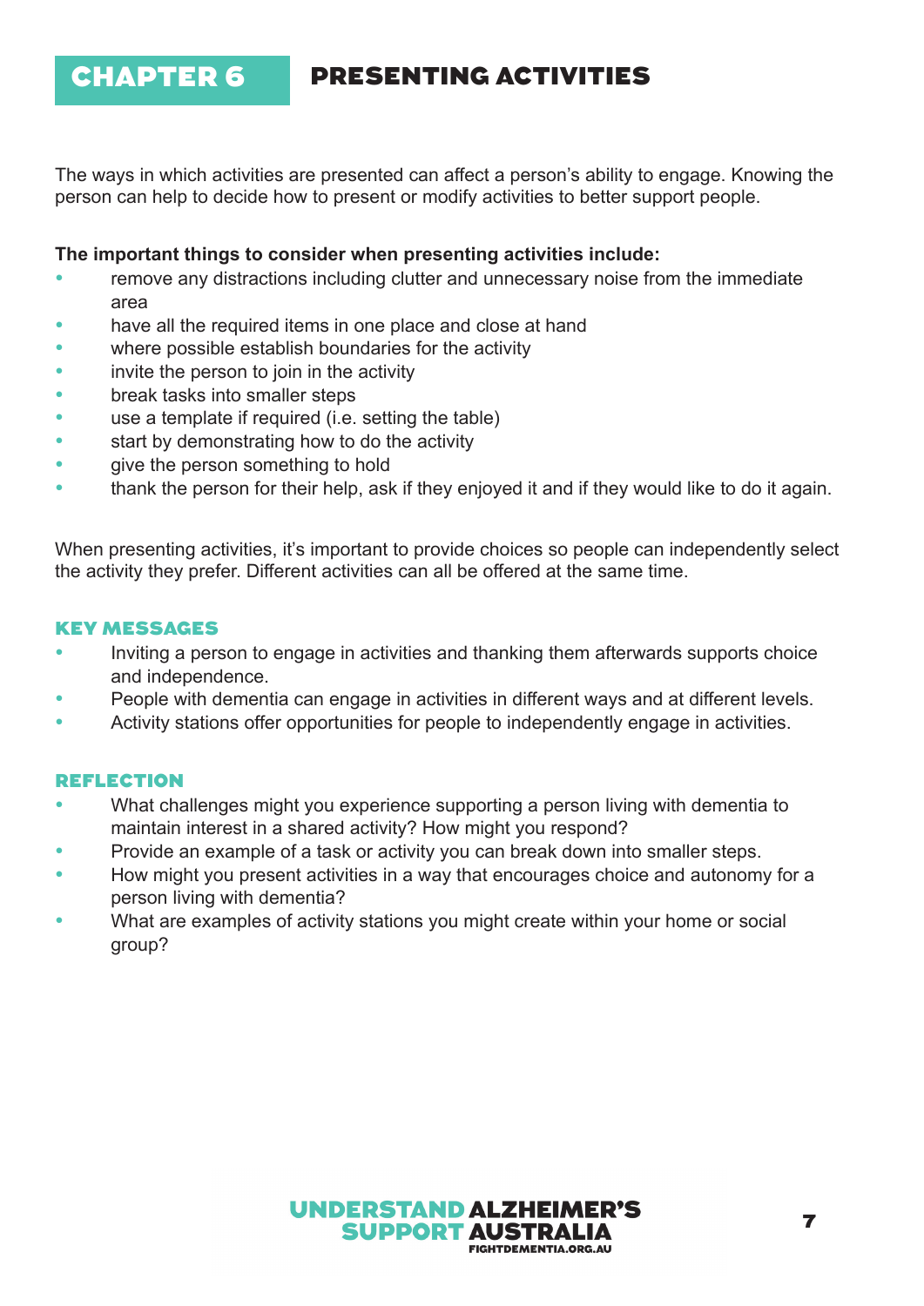# CHAPTER 6 PRESENTING ACTIVITIES

The ways in which activities are presented can affect a person's ability to engage. Knowing the person can help to decide how to present or modify activities to better support people.

**The important things to consider when presenting activities include:**

- remove any distractions including clutter and unnecessary noise from the immediate area
- have all the required items in one place and close at hand
- where possible establish boundaries for the activity
- invite the person to join in the activity
- break tasks into smaller steps
- use a template if required (i.e. setting the table)
- start by demonstrating how to do the activity
- give the person something to hold
- thank the person for their help, ask if they enjoyed it and if they would like to do it again.

When presenting activities, it's important to provide choices so people can independently select the activity they prefer. Different activities can all be offered at the same time.

## KEY MESSAGES

- Inviting a person to engage in activities and thanking them afterwards supports choice and independence.
- People with dementia can engage in activities in different ways and at different levels.
- Activity stations offer opportunities for people to independently engage in activities.

## REFLECTION

- What challenges might you experience supporting a person living with dementia to maintain interest in a shared activity? How might you respond?
- Provide an example of a task or activity you can break down into smaller steps.
- How might you present activities in a way that encourages choice and autonomy for a person living with dementia?
- What are examples of activity stations you might create within your home or social group?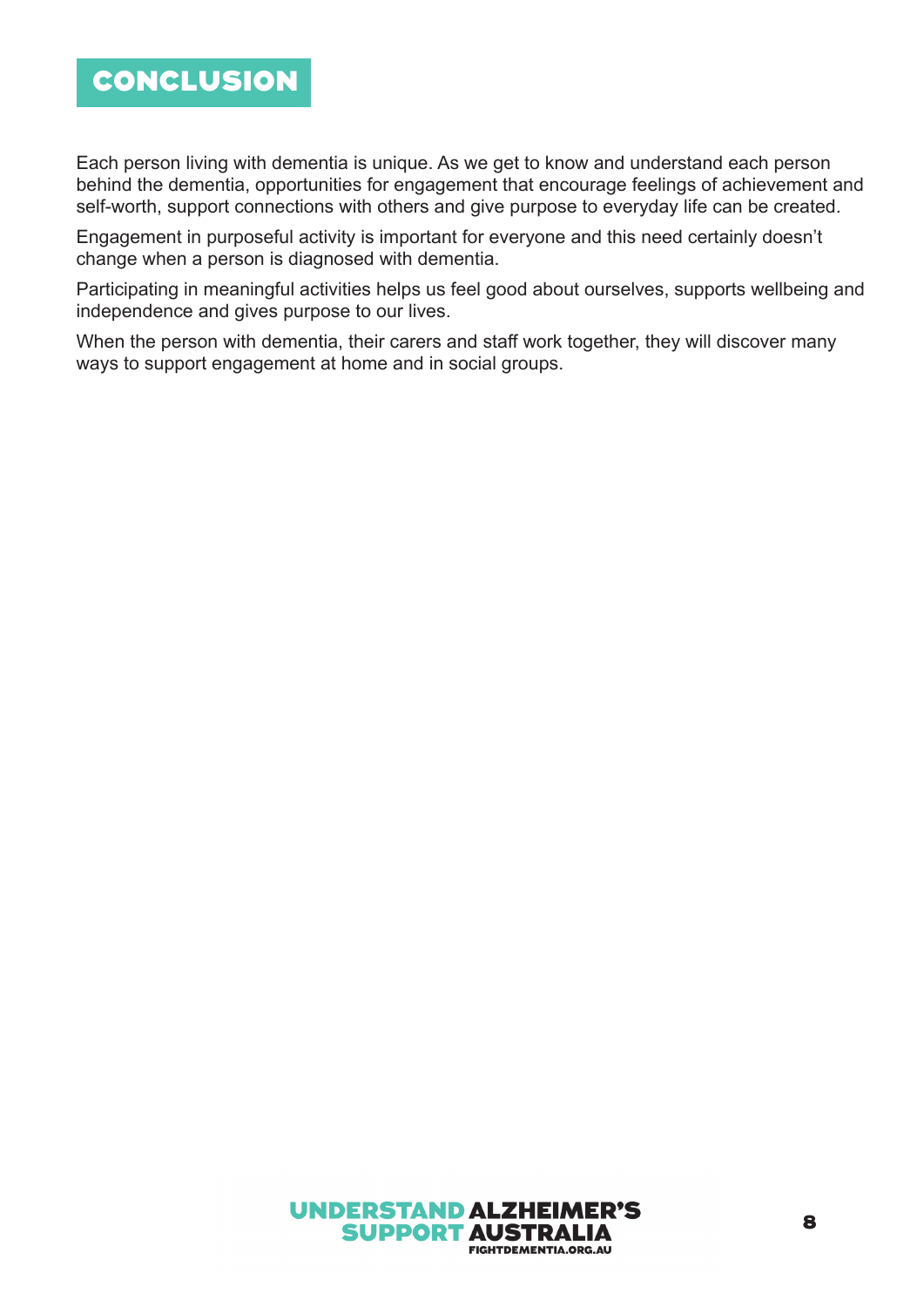# CONCLUSION

Each person living with dementia is unique. As we get to know and understand each person behind the dementia, opportunities for engagement that encourage feelings of achievement and self-worth, support connections with others and give purpose to everyday life can be created.

Engagement in purposeful activity is important for everyone and this need certainly doesn't change when a person is diagnosed with dementia.

Participating in meaningful activities helps us feel good about ourselves, supports wellbeing and independence and gives purpose to our lives.

When the person with dementia, their carers and staff work together, they will discover many ways to support engagement at home and in social groups.

UNDERSTAND ALZHEIMER'S
SUPPORT AUSTRALIA
FIGHTDEMENTIA.ORG.AU